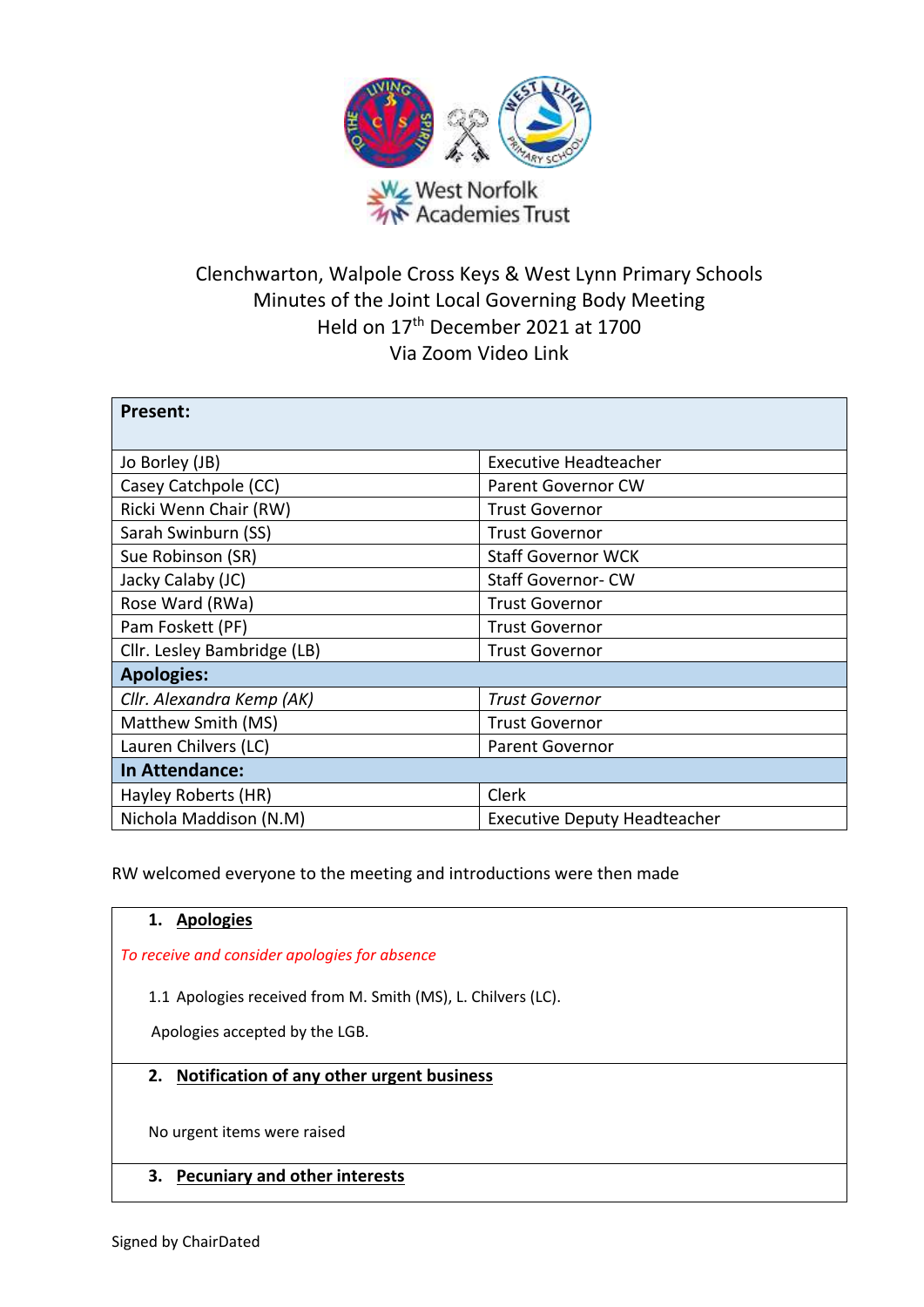West Norfolk Academies Trust

# Clenchwarton, Walpole Cross Keys & West Lynn Primary Schools
## Minutes of the Joint Local Governing Body Meeting
## Held on 17th December 2021 at 1700
## Via Zoom Video Link

| **Present:** | |
|---|---|
| Jo Borley (JB) | Executive Headteacher |
| Casey Catchpole (CC) | Parent Governor CW |
| Ricki Wenn Chair (RW) | Trust Governor |
| Sarah Swinburn (SS) | Trust Governor |
| Sue Robinson (SR) | Staff Governor WCK |
| Jacky Calaby (JC) | Staff Governor- CW |
| Rose Ward (RWa) | Trust Governor |
| Pam Foskett (PF) | Trust Governor |
| Cllr. Lesley Bambridge (LB) | Trust Governor |
| **Apologies:** | |
| *Cllr. Alexandra Kemp (AK)* | *Trust Governor* |
| Matthew Smith (MS) | Trust Governor |
| Lauren Chilvers (LC) | Parent Governor |
| **In Attendance:** | |
| Hayley Roberts (HR) | Clerk |
| Nichola Maddison (N.M) | Executive Deputy Headteacher |

RW welcomed everyone to the meeting and introductions were then made

1. **Apologies**

*To receive and consider apologies for absence*

1.1 Apologies received from M. Smith (MS), L. Chilvers (LC).

Apologies accepted by the LGB.

2. **Notification of any other urgent business**

No urgent items were raised

3. **Pecuniary and other interests**

Signed by ChairDated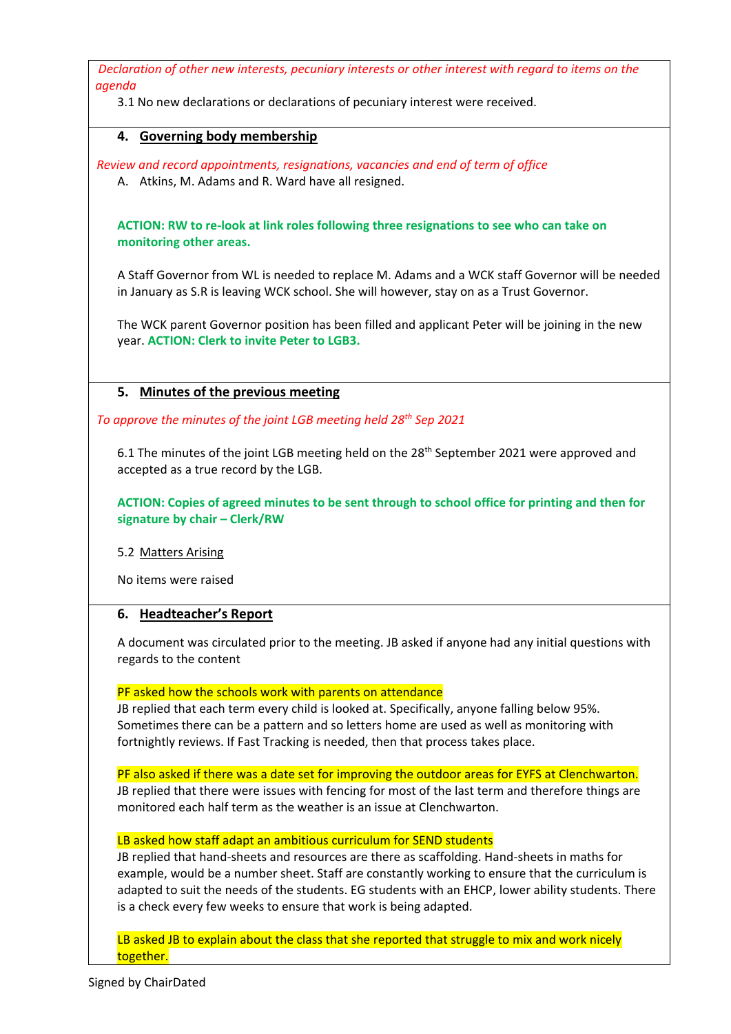*Declaration of other new interests, pecuniary interests or other interest with regard to items on the agenda*

3.1 No new declarations or declarations of pecuniary interest were received.

## 4. Governing body membership

*Review and record appointments, resignations, vacancies and end of term of office*

A. Atkins, M. Adams and R. Ward have all resigned.

**ACTION: RW to re-look at link roles following three resignations to see who can take on monitoring other areas.**

A Staff Governor from WL is needed to replace M. Adams and a WCK staff Governor will be needed in January as S.R is leaving WCK school. She will however, stay on as a Trust Governor.

The WCK parent Governor position has been filled and applicant Peter will be joining in the new year. **ACTION: Clerk to invite Peter to LGB3.**

## 5. Minutes of the previous meeting

*To approve the minutes of the joint LGB meeting held 28th Sep 2021*

6.1 The minutes of the joint LGB meeting held on the 28th September 2021 were approved and accepted as a true record by the LGB.

**ACTION: Copies of agreed minutes to be sent through to school office for printing and then for signature by chair – Clerk/RW**

5.2 Matters Arising

No items were raised

## 6. Headteacher's Report

A document was circulated prior to the meeting. JB asked if anyone had any initial questions with regards to the content

PF asked how the schools work with parents on attendance

JB replied that each term every child is looked at. Specifically, anyone falling below 95%. Sometimes there can be a pattern and so letters home are used as well as monitoring with fortnightly reviews. If Fast Tracking is needed, then that process takes place.

PF also asked if there was a date set for improving the outdoor areas for EYFS at Clenchwarton.

JB replied that there were issues with fencing for most of the last term and therefore things are monitored each half term as the weather is an issue at Clenchwarton.

LB asked how staff adapt an ambitious curriculum for SEND students

JB replied that hand-sheets and resources are there as scaffolding. Hand-sheets in maths for example, would be a number sheet. Staff are constantly working to ensure that the curriculum is adapted to suit the needs of the students. EG students with an EHCP, lower ability students. There is a check every few weeks to ensure that work is being adapted.

LB asked JB to explain about the class that she reported that struggle to mix and work nicely together.

Signed by ChairDated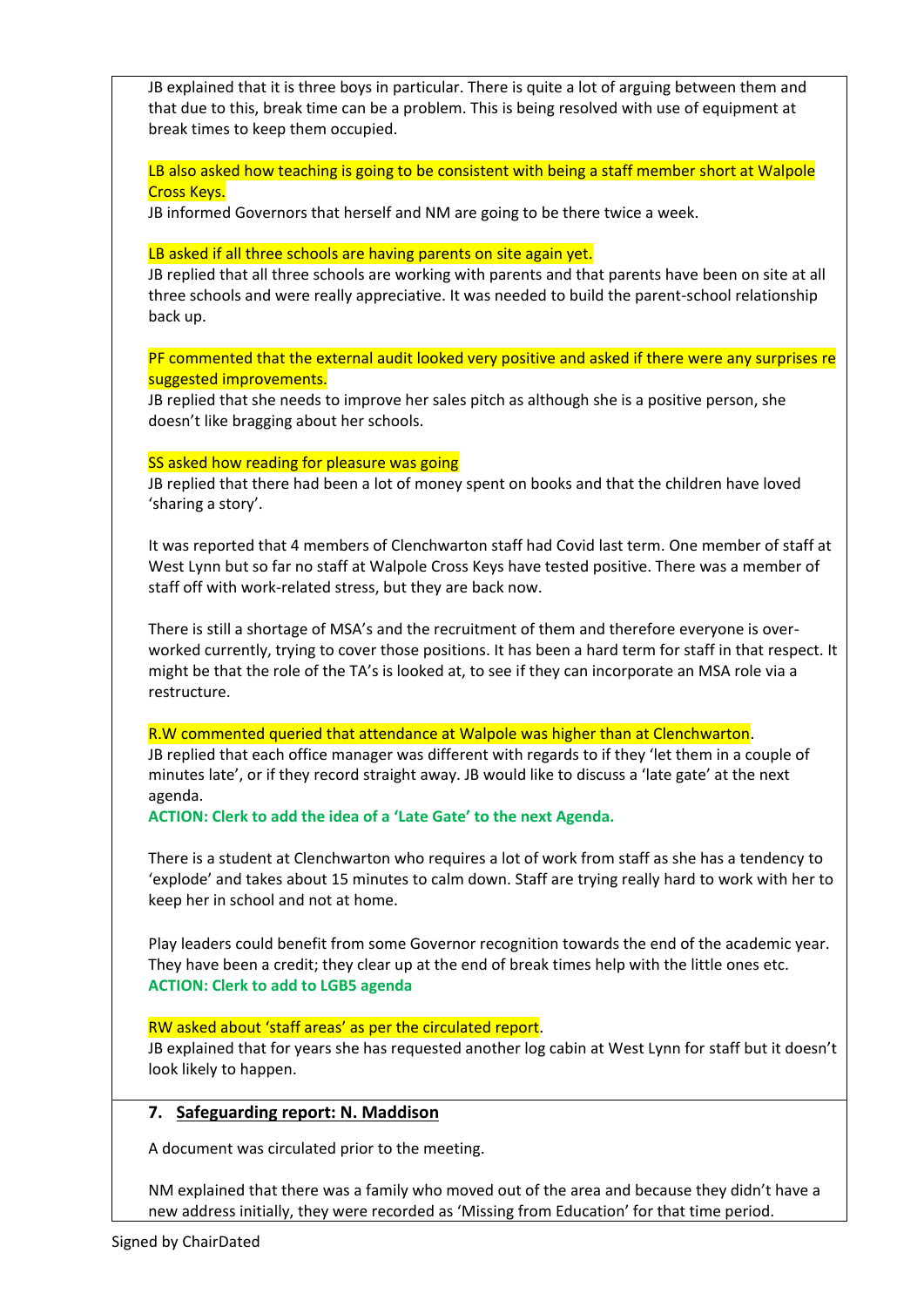JB explained that it is three boys in particular. There is quite a lot of arguing between them and that due to this, break time can be a problem. This is being resolved with use of equipment at break times to keep them occupied.

LB also asked how teaching is going to be consistent with being a staff member short at Walpole Cross Keys.

JB informed Governors that herself and NM are going to be there twice a week.

LB asked if all three schools are having parents on site again yet.

JB replied that all three schools are working with parents and that parents have been on site at all three schools and were really appreciative. It was needed to build the parent-school relationship back up.

PF commented that the external audit looked very positive and asked if there were any surprises re suggested improvements.

JB replied that she needs to improve her sales pitch as although she is a positive person, she doesn't like bragging about her schools.

SS asked how reading for pleasure was going

JB replied that there had been a lot of money spent on books and that the children have loved 'sharing a story'.

It was reported that 4 members of Clenchwarton staff had Covid last term. One member of staff at West Lynn but so far no staff at Walpole Cross Keys have tested positive. There was a member of staff off with work-related stress, but they are back now.

There is still a shortage of MSA's and the recruitment of them and therefore everyone is over-worked currently, trying to cover those positions. It has been a hard term for staff in that respect. It might be that the role of the TA's is looked at, to see if they can incorporate an MSA role via a restructure.

R.W commented queried that attendance at Walpole was higher than at Clenchwarton.

JB replied that each office manager was different with regards to if they 'let them in a couple of minutes late', or if they record straight away. JB would like to discuss a 'late gate' at the next agenda.

**ACTION: Clerk to add the idea of a 'Late Gate' to the next Agenda.**

There is a student at Clenchwarton who requires a lot of work from staff as she has a tendency to 'explode' and takes about 15 minutes to calm down. Staff are trying really hard to work with her to keep her in school and not at home.

Play leaders could benefit from some Governor recognition towards the end of the academic year. They have been a credit; they clear up at the end of break times help with the little ones etc.

**ACTION: Clerk to add to LGB5 agenda**

RW asked about 'staff areas' as per the circulated report.

JB explained that for years she has requested another log cabin at West Lynn for staff but it doesn't look likely to happen.

## 7. <u>Safeguarding report: N. Maddison</u>

A document was circulated prior to the meeting.

NM explained that there was a family who moved out of the area and because they didn't have a new address initially, they were recorded as 'Missing from Education' for that time period.

Signed by ChairDated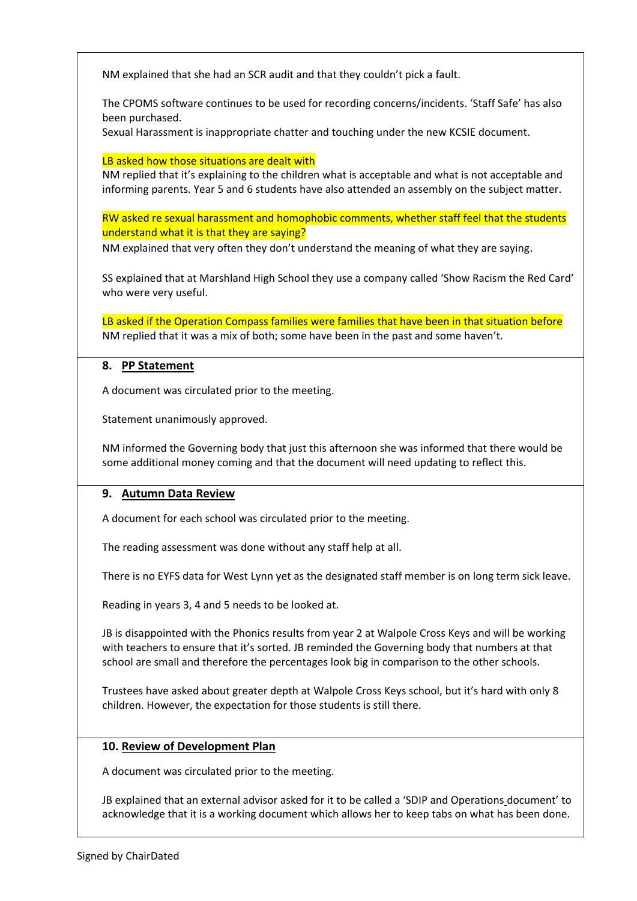NM explained that she had an SCR audit and that they couldn't pick a fault.

The CPOMS software continues to be used for recording concerns/incidents. 'Staff Safe' has also been purchased.
Sexual Harassment is inappropriate chatter and touching under the new KCSIE document.

LB asked how those situations are dealt with
NM replied that it's explaining to the children what is acceptable and what is not acceptable and informing parents. Year 5 and 6 students have also attended an assembly on the subject matter.

RW asked re sexual harassment and homophobic comments, whether staff feel that the students understand what it is that they are saying?
NM explained that very often they don't understand the meaning of what they are saying.

SS explained that at Marshland High School they use a company called 'Show Racism the Red Card' who were very useful.

LB asked if the Operation Compass families were families that have been in that situation before
NM replied that it was a mix of both; some have been in the past and some haven't.

## 8. PP Statement

A document was circulated prior to the meeting.

Statement unanimously approved.

NM informed the Governing body that just this afternoon she was informed that there would be some additional money coming and that the document will need updating to reflect this.

## 9. Autumn Data Review

A document for each school was circulated prior to the meeting.

The reading assessment was done without any staff help at all.

There is no EYFS data for West Lynn yet as the designated staff member is on long term sick leave.

Reading in years 3, 4 and 5 needs to be looked at.

JB is disappointed with the Phonics results from year 2 at Walpole Cross Keys and will be working with teachers to ensure that it's sorted. JB reminded the Governing body that numbers at that school are small and therefore the percentages look big in comparison to the other schools.

Trustees have asked about greater depth at Walpole Cross Keys school, but it's hard with only 8 children. However, the expectation for those students is still there.

## 10. Review of Development Plan

A document was circulated prior to the meeting.

JB explained that an external advisor asked for it to be called a 'SDIP and Operations document' to acknowledge that it is a working document which allows her to keep tabs on what has been done.

Signed by ChairDated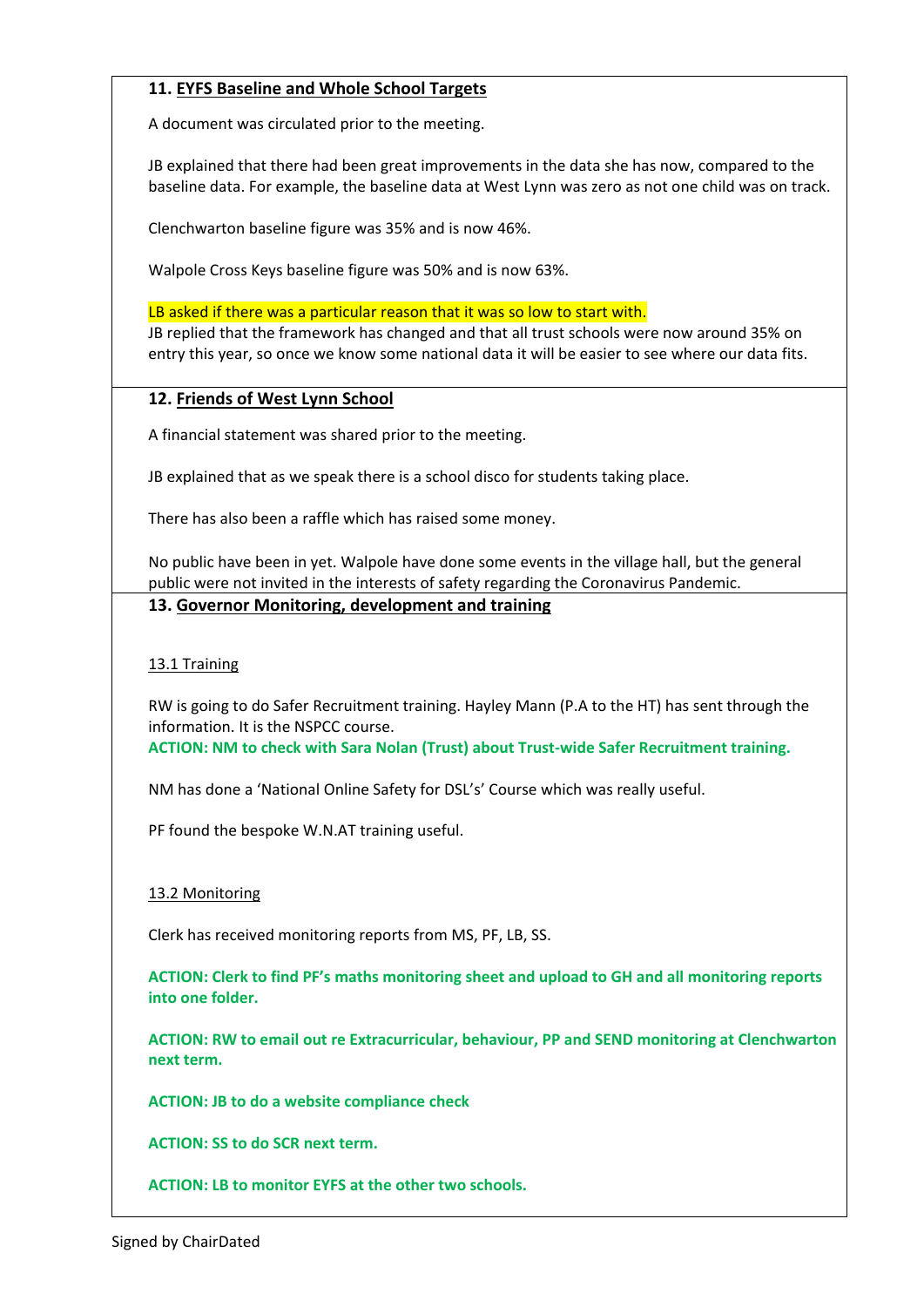**11. EYFS Baseline and Whole School Targets**

A document was circulated prior to the meeting.

JB explained that there had been great improvements in the data she has now, compared to the baseline data. For example, the baseline data at West Lynn was zero as not one child was on track.

Clenchwarton baseline figure was 35% and is now 46%.

Walpole Cross Keys baseline figure was 50% and is now 63%.

LB asked if there was a particular reason that it was so low to start with.
JB replied that the framework has changed and that all trust schools were now around 35% on entry this year, so once we know some national data it will be easier to see where our data fits.

**12. Friends of West Lynn School**

A financial statement was shared prior to the meeting.

JB explained that as we speak there is a school disco for students taking place.

There has also been a raffle which has raised some money.

No public have been in yet. Walpole have done some events in the village hall, but the general public were not invited in the interests of safety regarding the Coronavirus Pandemic.

**13. Governor Monitoring, development and training**

13.1 Training

RW is going to do Safer Recruitment training. Hayley Mann (P.A to the HT) has sent through the information. It is the NSPCC course.
**ACTION: NM to check with Sara Nolan (Trust) about Trust-wide Safer Recruitment training.**

NM has done a 'National Online Safety for DSL's' Course which was really useful.

PF found the bespoke W.N.AT training useful.

13.2 Monitoring

Clerk has received monitoring reports from MS, PF, LB, SS.

**ACTION: Clerk to find PF's maths monitoring sheet and upload to GH and all monitoring reports into one folder.**

**ACTION: RW to email out re Extracurricular, behaviour, PP and SEND monitoring at Clenchwarton next term.**

**ACTION: JB to do a website compliance check**

**ACTION: SS to do SCR next term.**

**ACTION: LB to monitor EYFS at the other two schools.**

Signed by ChairDated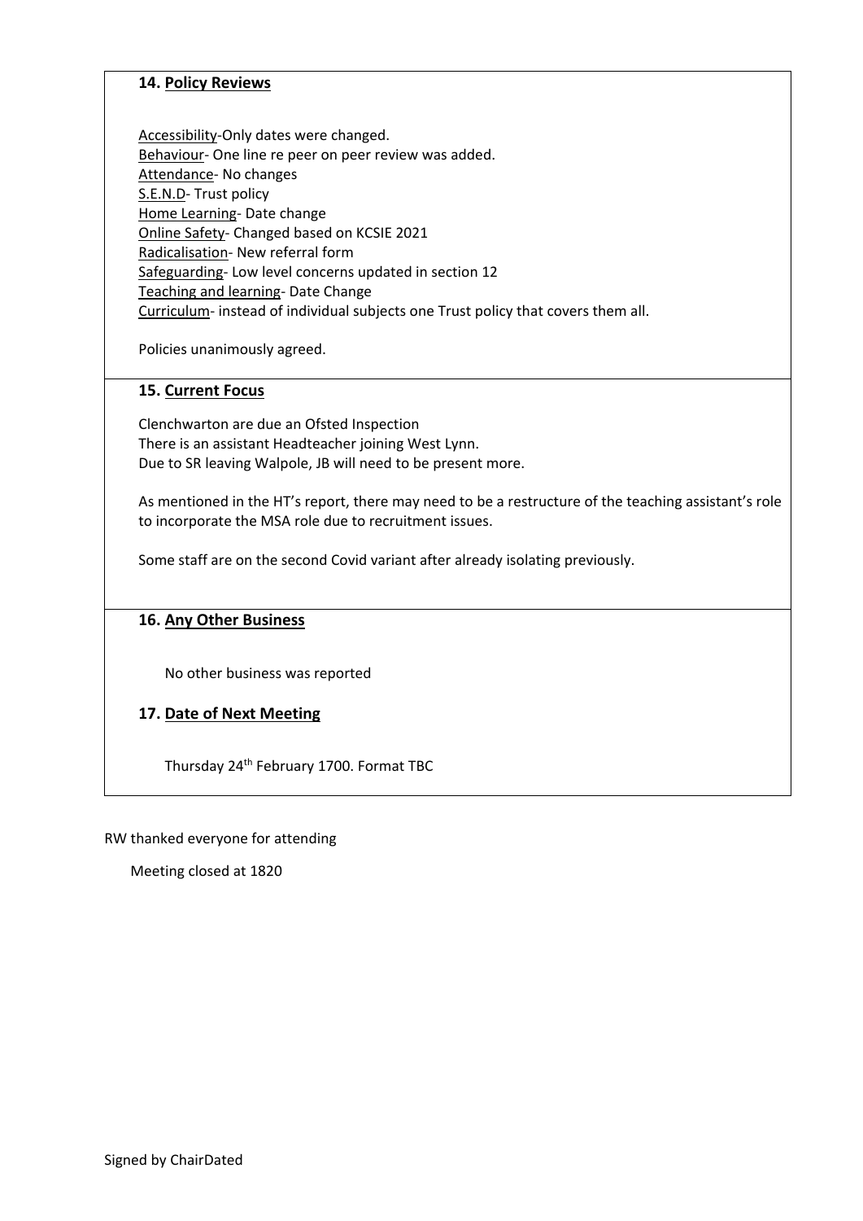### 14. Policy Reviews

Accessibility-Only dates were changed.
Behaviour- One line re peer on peer review was added.
Attendance- No changes
S.E.N.D- Trust policy
Home Learning- Date change
Online Safety- Changed based on KCSIE 2021
Radicalisation- New referral form
Safeguarding- Low level concerns updated in section 12
Teaching and learning- Date Change
Curriculum- instead of individual subjects one Trust policy that covers them all.

Policies unanimously agreed.

### 15. Current Focus

Clenchwarton are due an Ofsted Inspection
There is an assistant Headteacher joining West Lynn.
Due to SR leaving Walpole, JB will need to be present more.

As mentioned in the HT's report, there may need to be a restructure of the teaching assistant's role to incorporate the MSA role due to recruitment issues.

Some staff are on the second Covid variant after already isolating previously.

### 16. Any Other Business

No other business was reported

### 17. Date of Next Meeting

Thursday 24th February 1700. Format TBC

RW thanked everyone for attending

Meeting closed at 1820

Signed by ChairDated